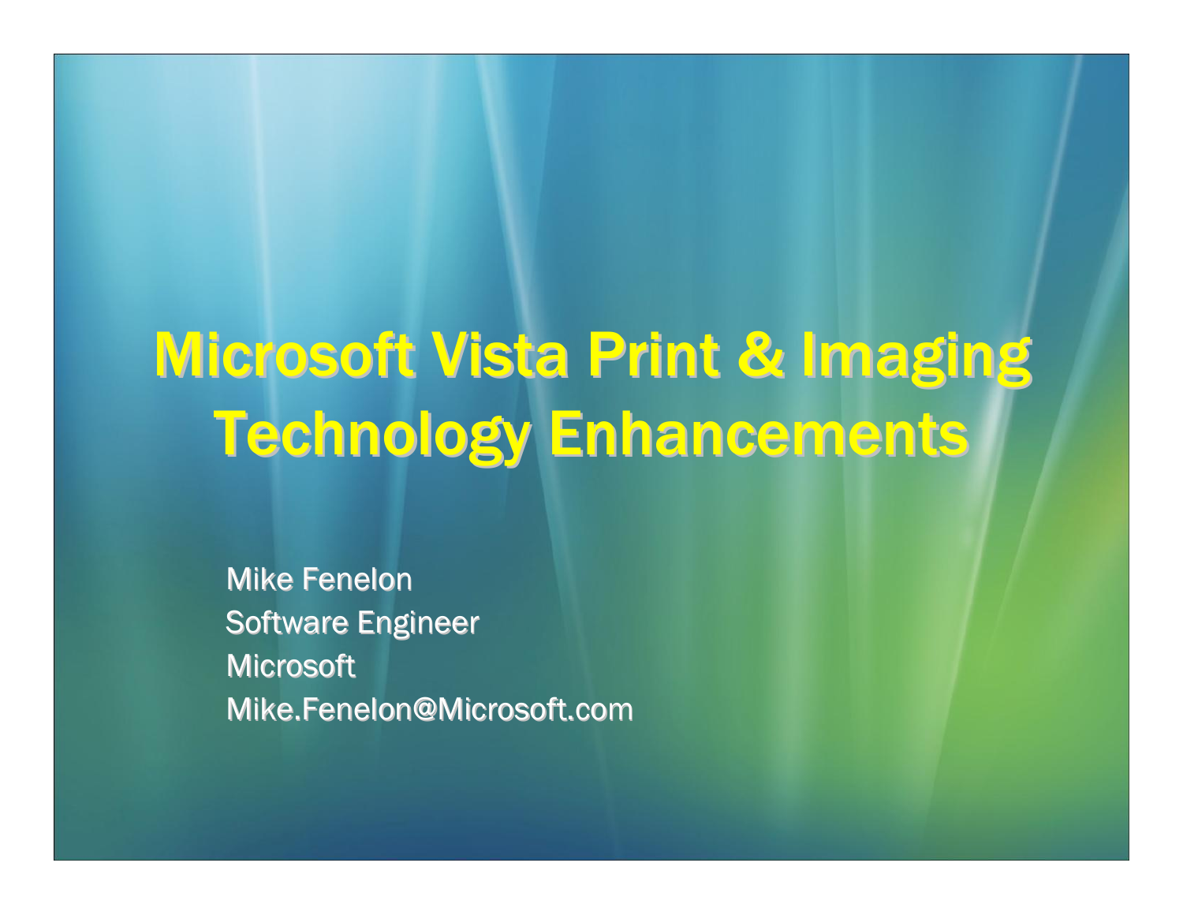# Microsoft Vista Print & Imaging Technology Enhancements

Mike Fenelon
Software Engineer
Microsoft
Mike.Fenelon@Microsoft.com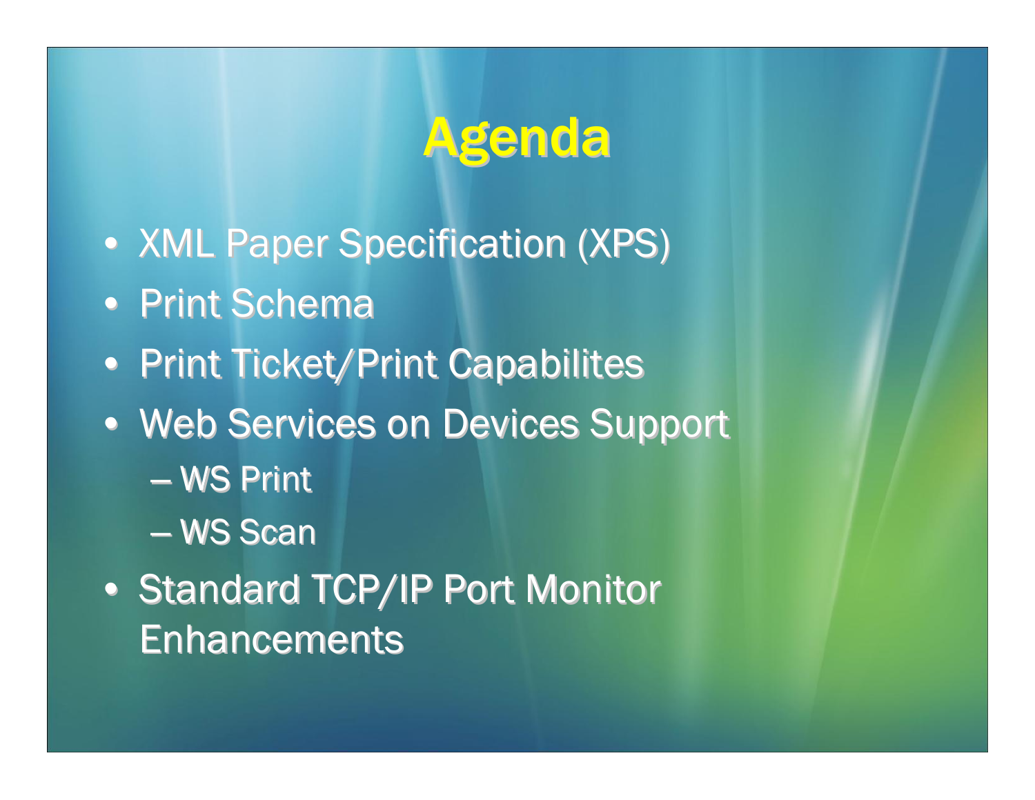# Agenda

- XML Paper Specification (XPS)
- Print Schema
- Print Ticket/Print Capabilites
- Web Services on Devices Support
  - WS Print
  - WS Scan
- Standard TCP/IP Port Monitor Enhancements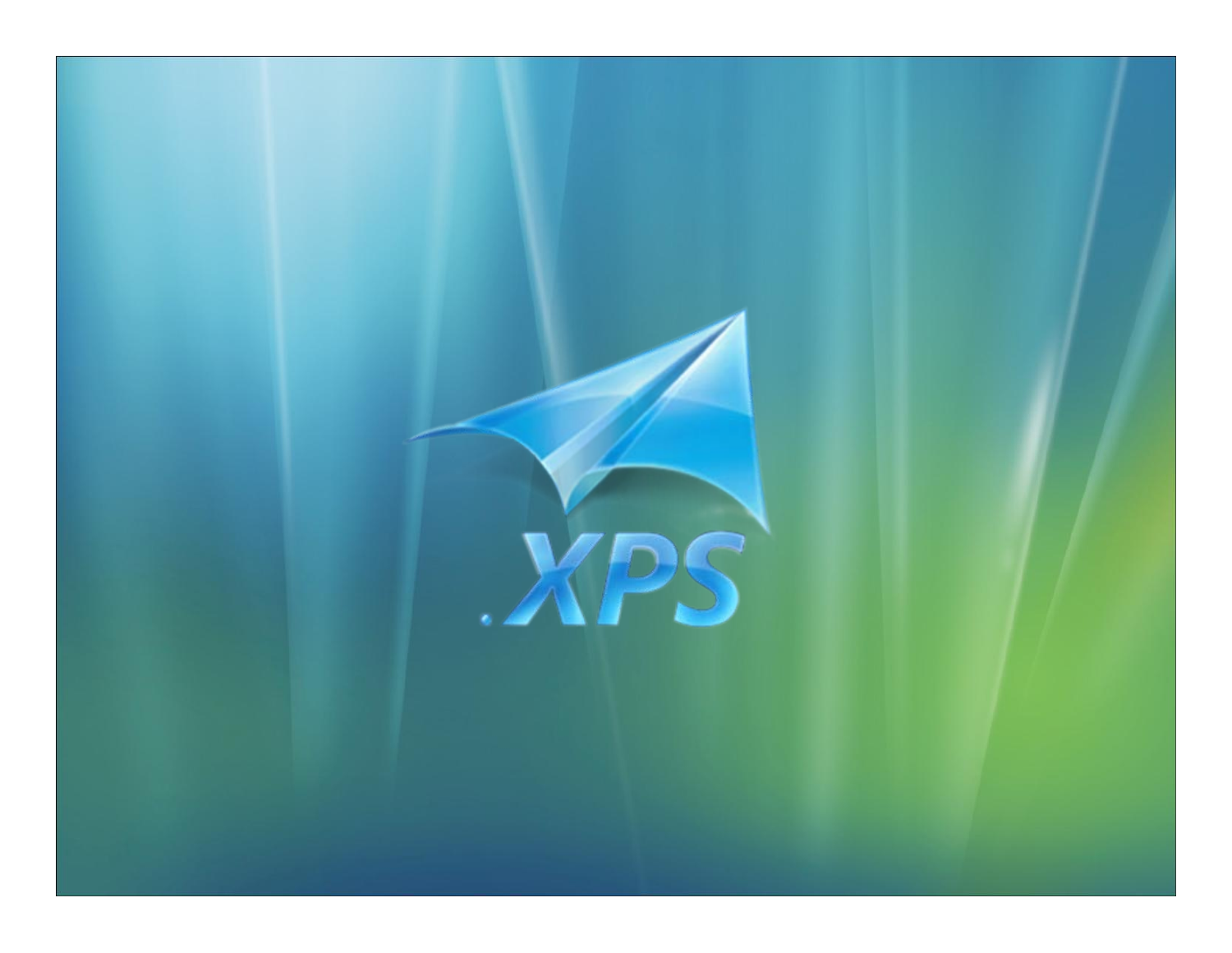.XPS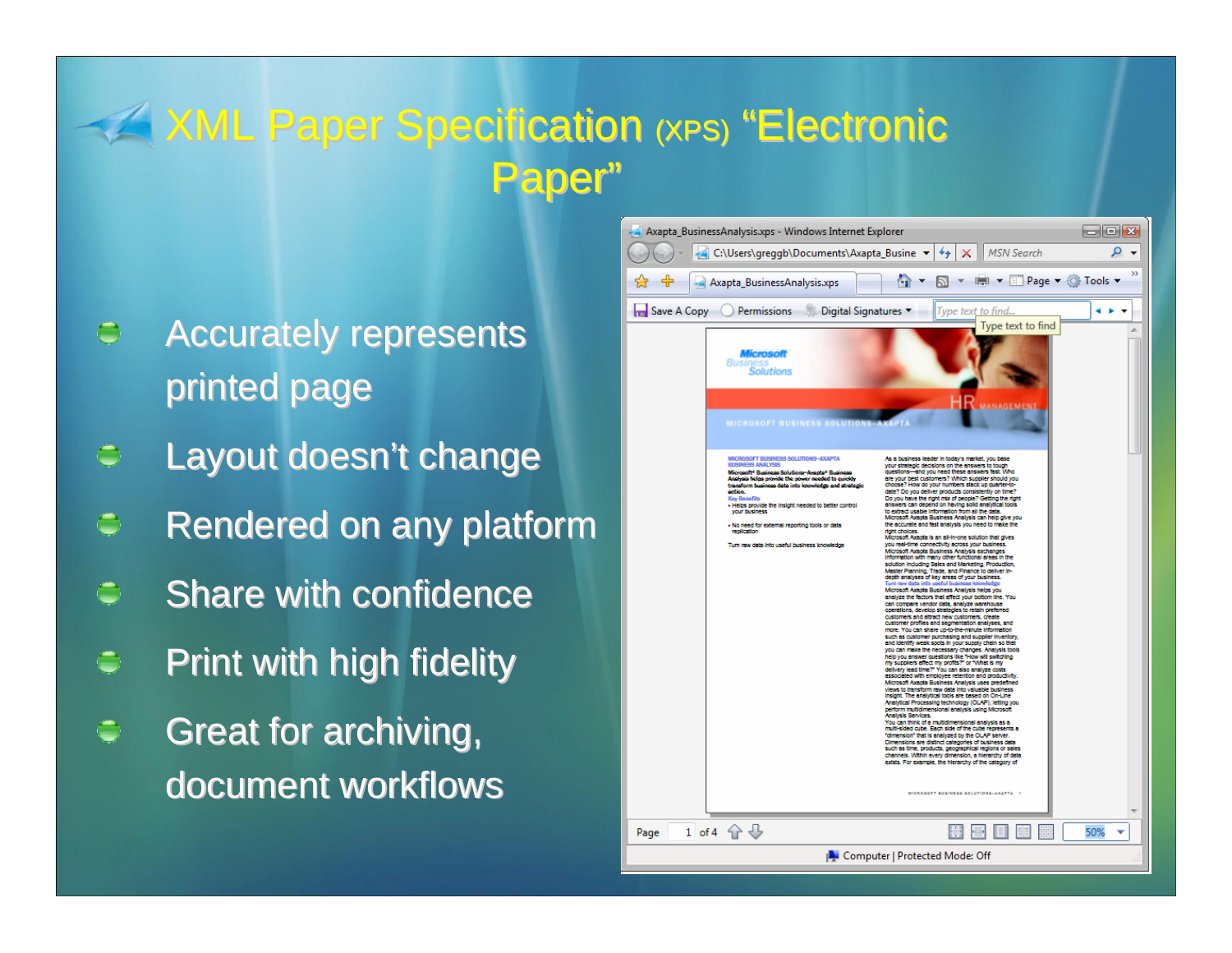# XML Paper Specification (XPS) "Electronic Paper"

- Accurately represents printed page
- Layout doesn't change
- Rendered on any platform
- Share with confidence
- Print with high fidelity
- Great for archiving, document workflows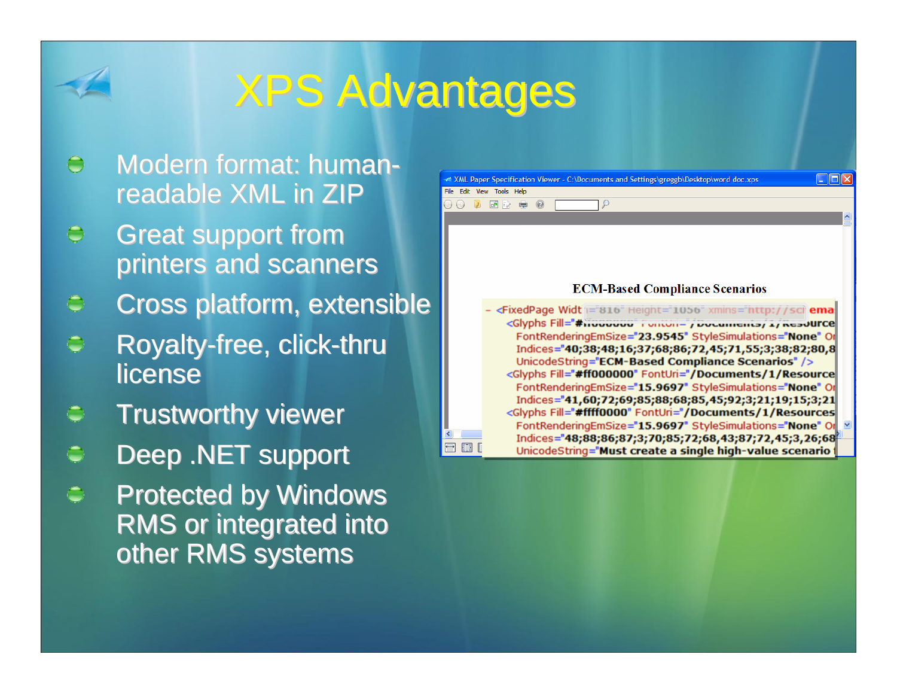# XPS Advantages

- Modern format: human-readable XML in ZIP
- Great support from printers and scanners
- Cross platform, extensible
- Royalty-free, click-thru license
- Trustworthy viewer
- Deep .NET support
- Protected by Windows RMS or integrated into other RMS systems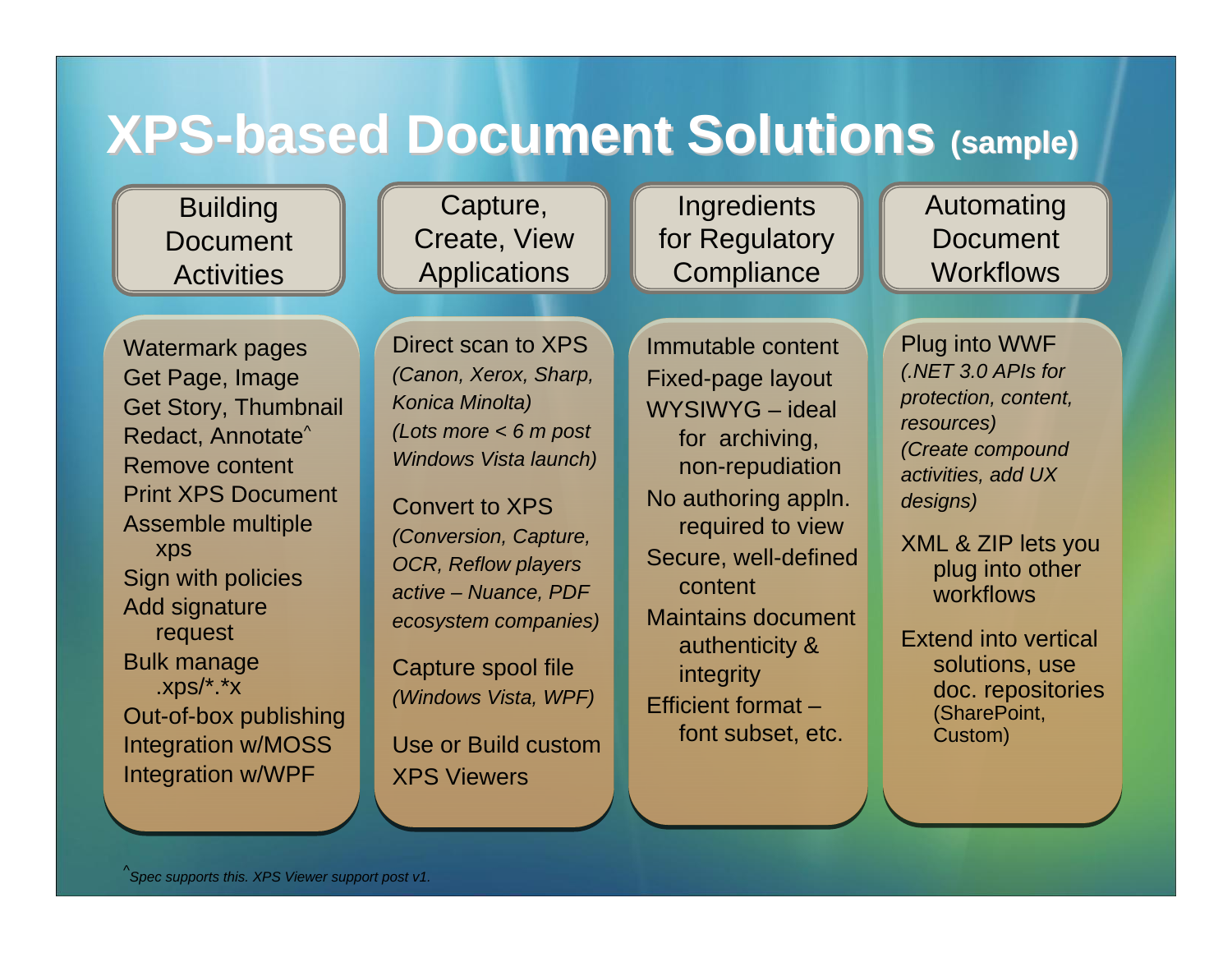# XPS-based Document Solutions (sample)

## Building Document Activities

- Watermark pages
- Get Page, Image
- Get Story, Thumbnail
- Redact, Annotate^
- Remove content
- Print XPS Document
- Assemble multiple xps
- Sign with policies
- Add signature request
- Bulk manage .xps/*.*x
- Out-of-box publishing
- Integration w/MOSS
- Integration w/WPF

## Capture, Create, View Applications

Direct scan to XPS
*(Canon, Xerox, Sharp, Konica Minolta)*
*(Lots more < 6 m post Windows Vista launch)*

Convert to XPS
*(Conversion, Capture, OCR, Reflow players active – Nuance, PDF ecosystem companies)*

Capture spool file
*(Windows Vista, WPF)*

Use or Build custom XPS Viewers

## Ingredients for Regulatory Compliance

- Immutable content
- Fixed-page layout
- WYSIWYG – ideal for archiving, non-repudiation
- No authoring appln. required to view
- Secure, well-defined content
- Maintains document authenticity & integrity
- Efficient format – font subset, etc.

## Automating Document Workflows

Plug into WWF
*(.NET 3.0 APIs for protection, content, resources)*
*(Create compound activities, add UX designs)*

XML & ZIP lets you plug into other workflows

Extend into vertical solutions, use doc. repositories (SharePoint, Custom)

^*Spec supports this. XPS Viewer support post v1.*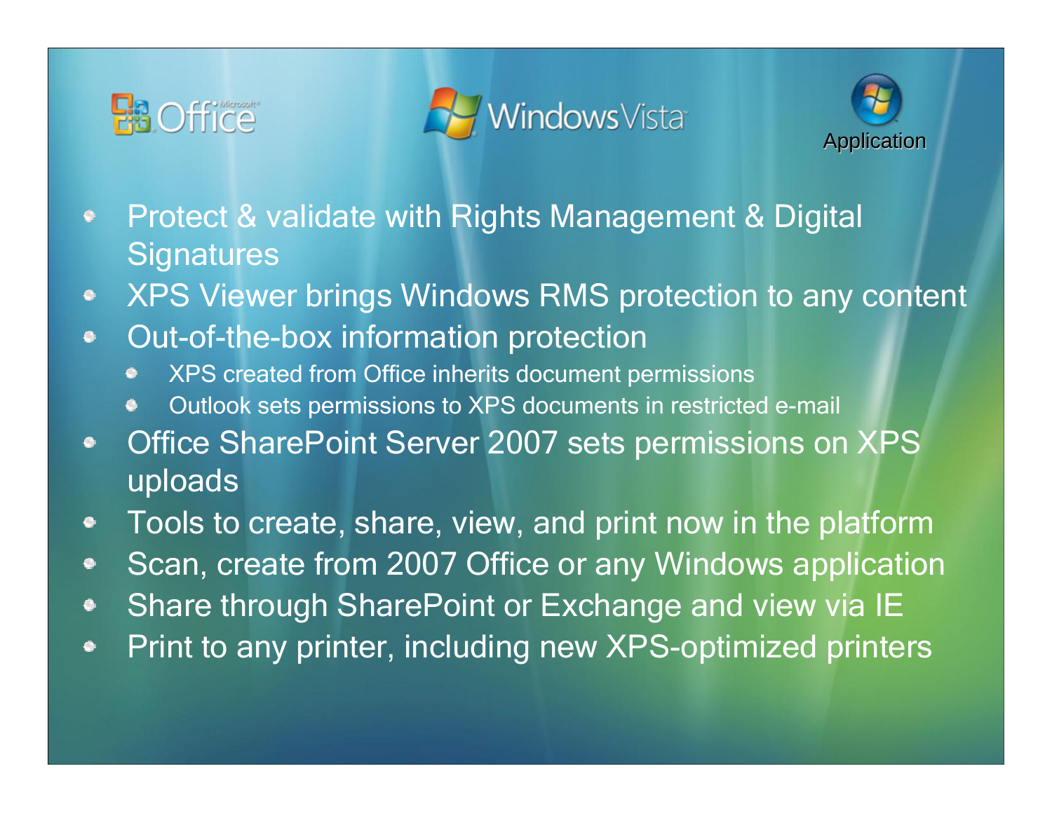Office · Windows Vista · Application

- Protect & validate with Rights Management & Digital Signatures
- XPS Viewer brings Windows RMS protection to any content
- Out-of-the-box information protection
  - XPS created from Office inherits document permissions
  - Outlook sets permissions to XPS documents in restricted e-mail
- Office SharePoint Server 2007 sets permissions on XPS uploads
- Tools to create, share, view, and print now in the platform
- Scan, create from 2007 Office or any Windows application
- Share through SharePoint or Exchange and view via IE
- Print to any printer, including new XPS-optimized printers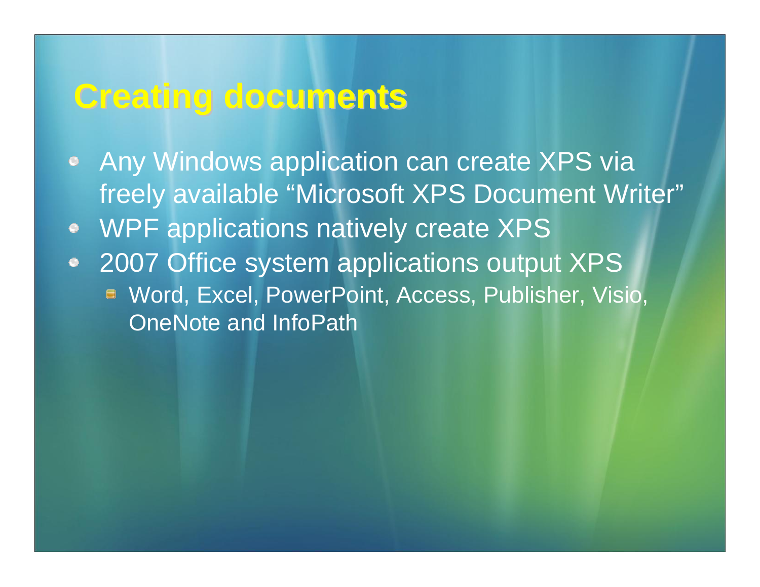# Creating documents

- Any Windows application can create XPS via freely available “Microsoft XPS Document Writer”
- WPF applications natively create XPS
- 2007 Office system applications output XPS
  - Word, Excel, PowerPoint, Access, Publisher, Visio, OneNote and InfoPath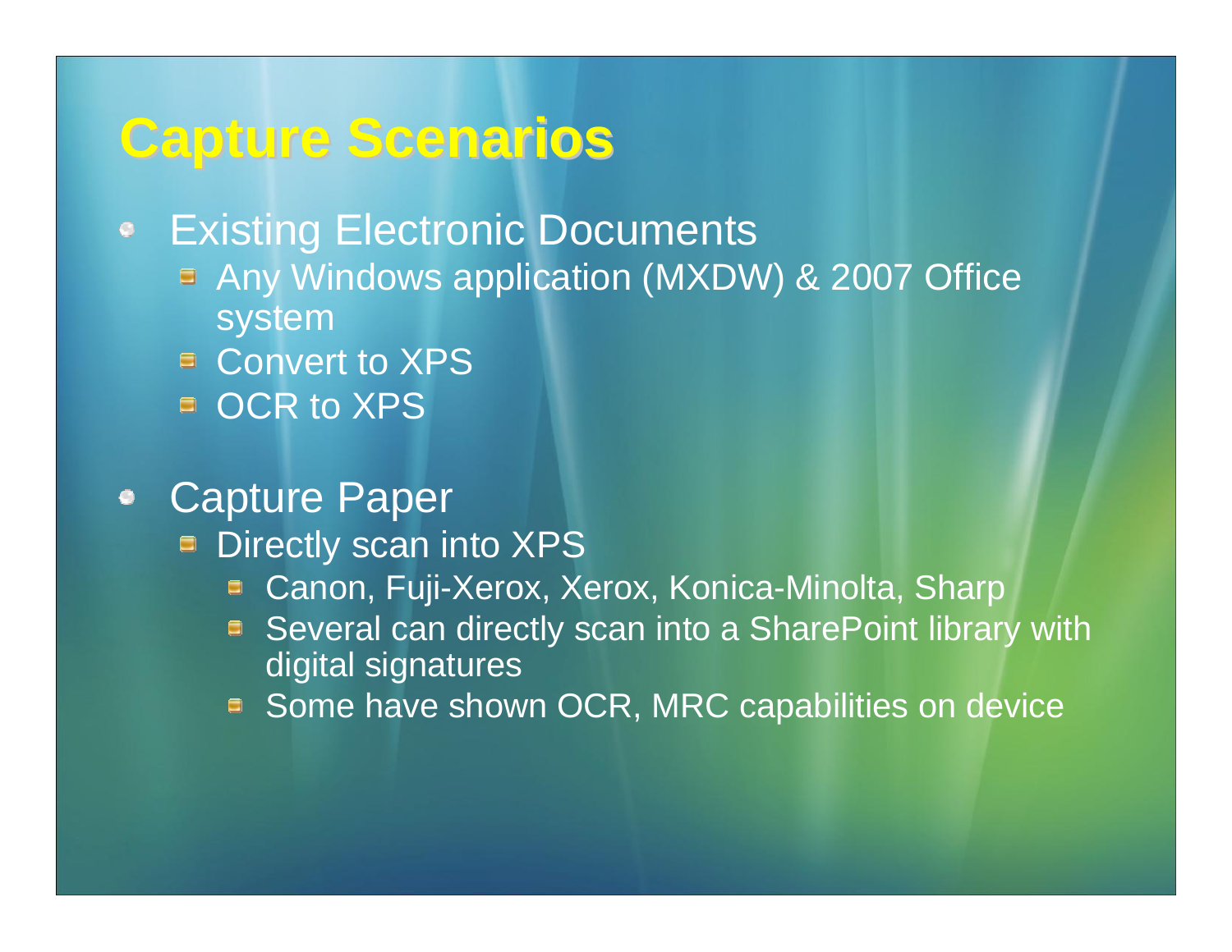# Capture Scenarios

- Existing Electronic Documents
  - Any Windows application (MXDW) & 2007 Office system
  - Convert to XPS
  - OCR to XPS
- Capture Paper
  - Directly scan into XPS
    - Canon, Fuji-Xerox, Xerox, Konica-Minolta, Sharp
    - Several can directly scan into a SharePoint library with digital signatures
    - Some have shown OCR, MRC capabilities on device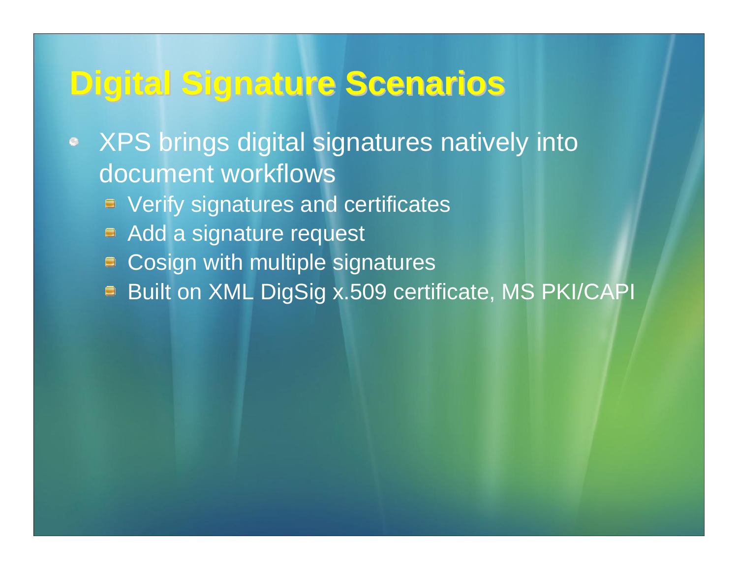# Digital Signature Scenarios

- XPS brings digital signatures natively into document workflows
  - Verify signatures and certificates
  - Add a signature request
  - Cosign with multiple signatures
  - Built on XML DigSig x.509 certificate, MS PKI/CAPI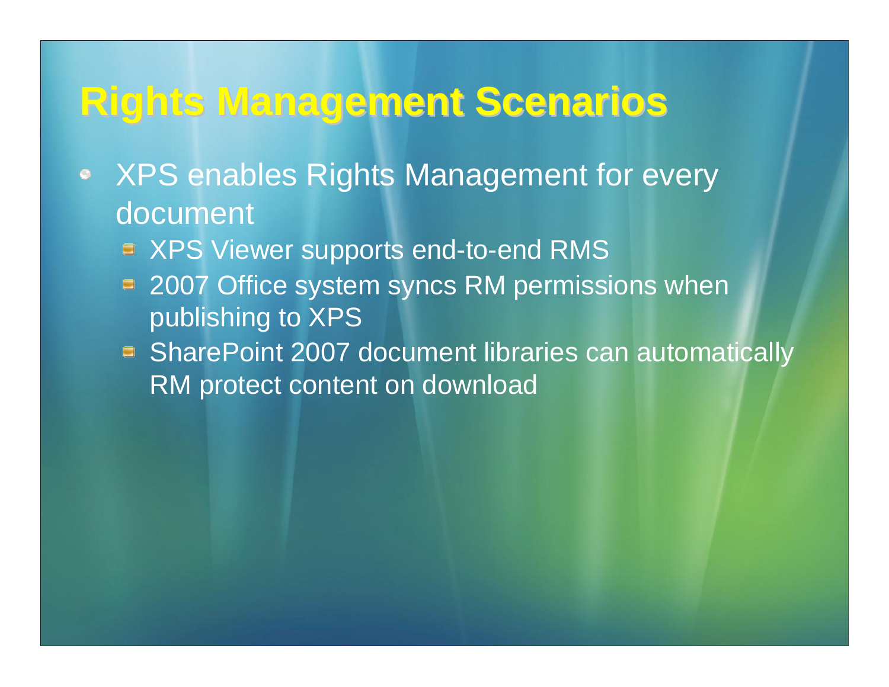# Rights Management Scenarios

- XPS enables Rights Management for every document
  - XPS Viewer supports end-to-end RMS
  - 2007 Office system syncs RM permissions when publishing to XPS
  - SharePoint 2007 document libraries can automatically RM protect content on download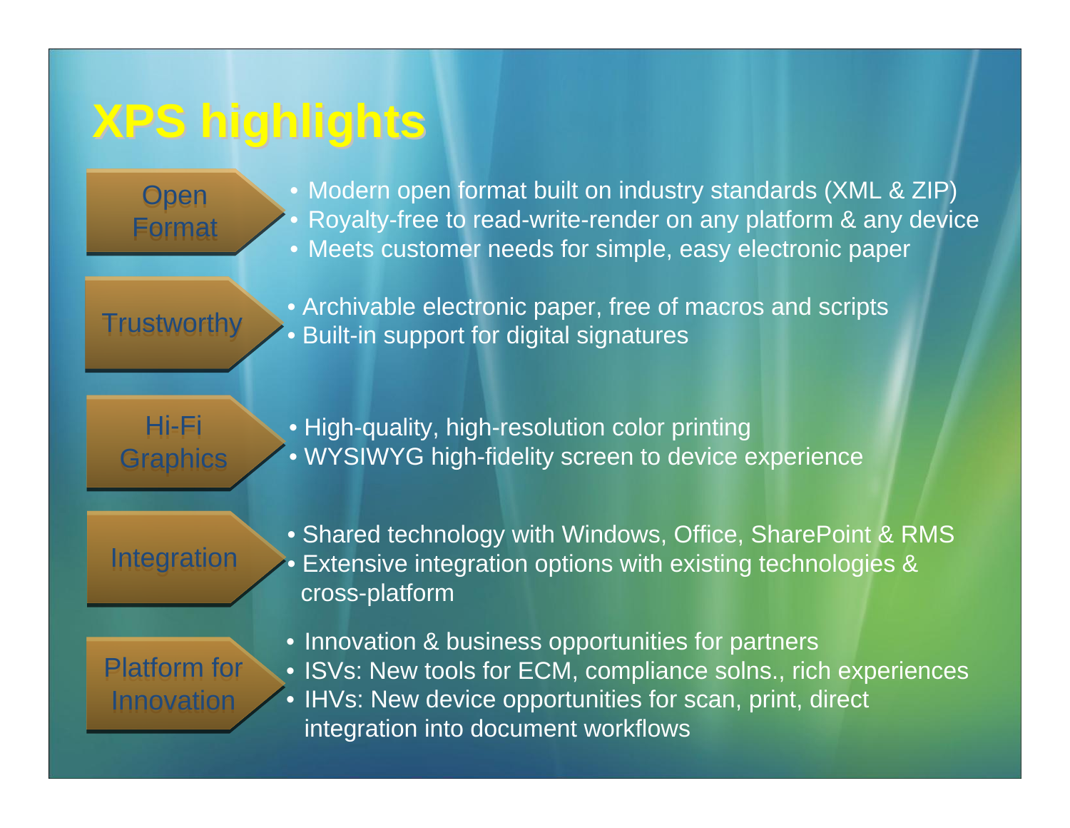# XPS highlights

**Open Format**

- Modern open format built on industry standards (XML & ZIP)
- Royalty-free to read-write-render on any platform & any device
- Meets customer needs for simple, easy electronic paper

**Trustworthy**

- Archivable electronic paper, free of macros and scripts
- Built-in support for digital signatures

**Hi-Fi Graphics**

- High-quality, high-resolution color printing
- WYSIWYG high-fidelity screen to device experience

**Integration**

- Shared technology with Windows, Office, SharePoint & RMS
- Extensive integration options with existing technologies & cross-platform

**Platform for Innovation**

- Innovation & business opportunities for partners
- ISVs: New tools for ECM, compliance solns., rich experiences
- IHVs: New device opportunities for scan, print, direct integration into document workflows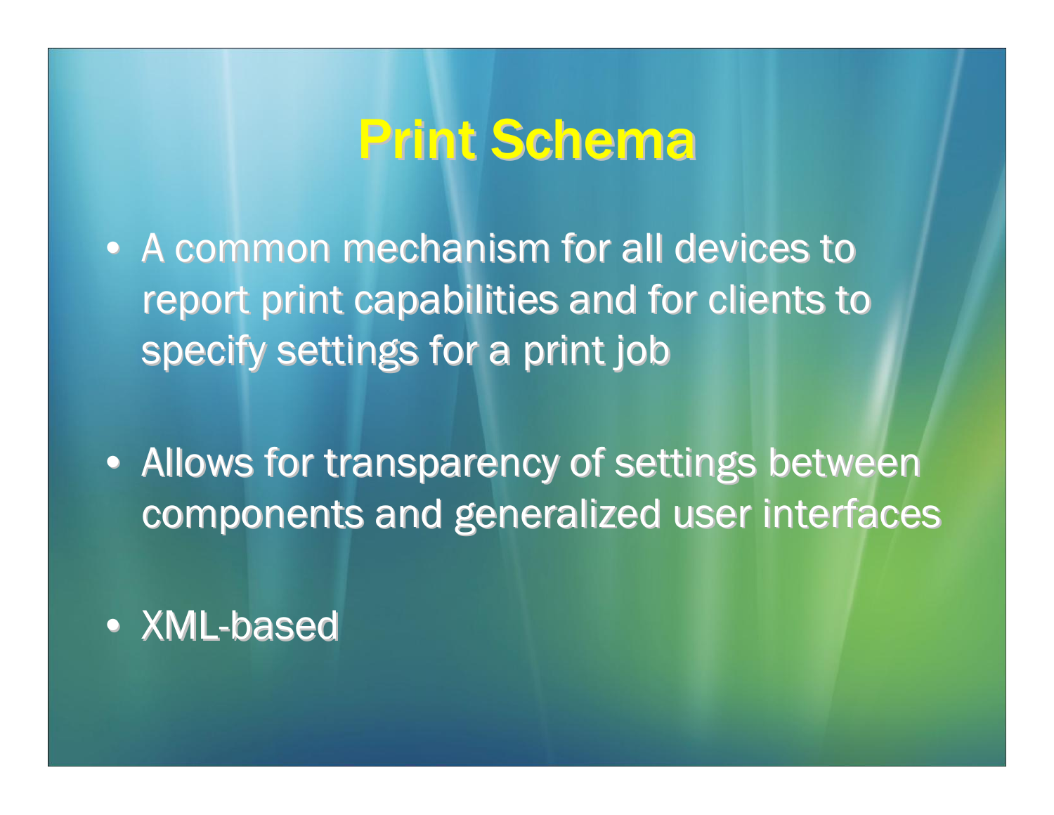# Print Schema

- A common mechanism for all devices to report print capabilities and for clients to specify settings for a print job
- Allows for transparency of settings between components and generalized user interfaces
- XML-based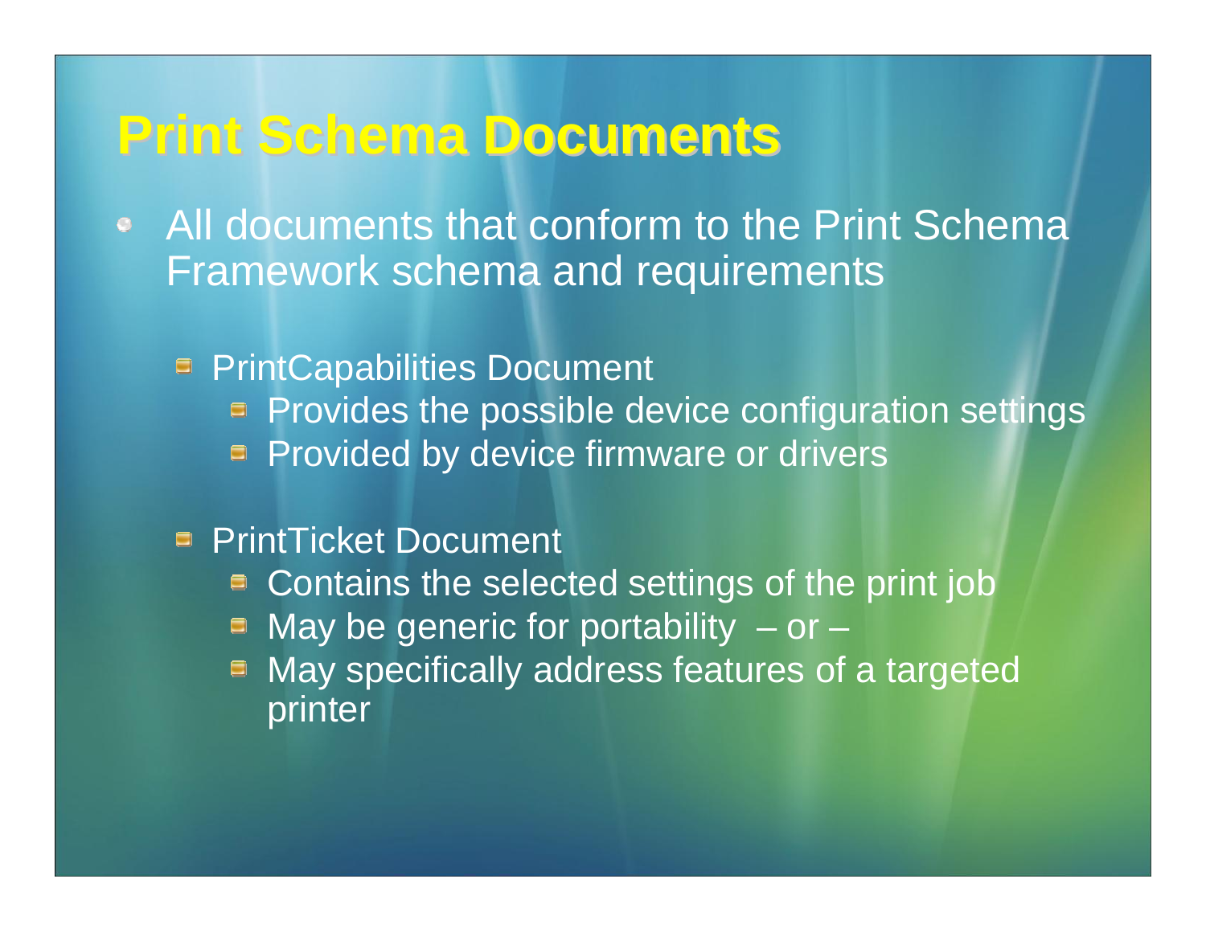# Print Schema Documents

- All documents that conform to the Print Schema Framework schema and requirements
  - PrintCapabilities Document
    - Provides the possible device configuration settings
    - Provided by device firmware or drivers
  - PrintTicket Document
    - Contains the selected settings of the print job
    - May be generic for portability – or –
    - May specifically address features of a targeted printer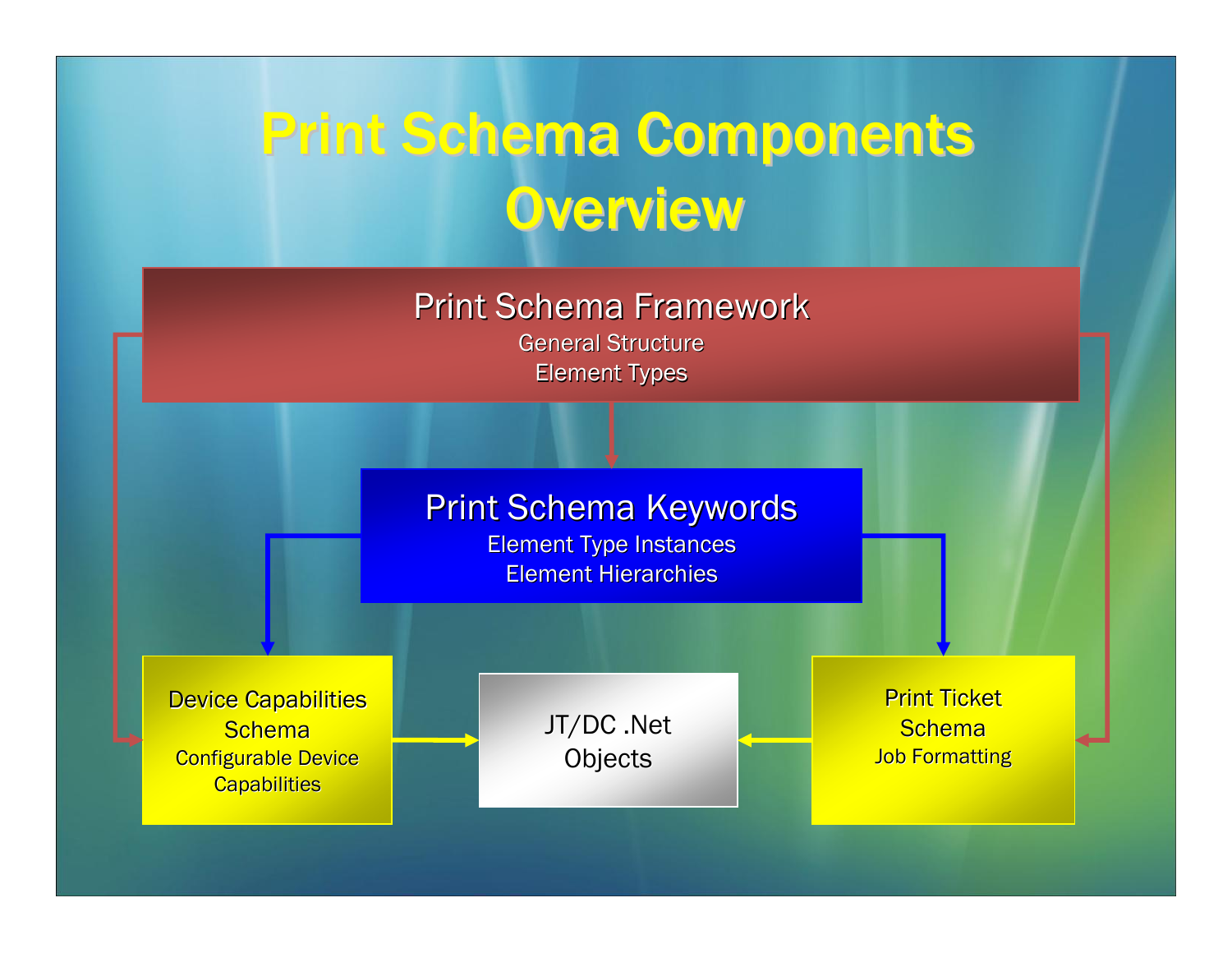# Print Schema Components Overview

**Print Schema Framework**
General Structure
Element Types

**Print Schema Keywords**
Element Type Instances
Element Hierarchies

**Device Capabilities Schema**
Configurable Device Capabilities

**JT/DC .Net Objects**

**Print Ticket Schema**
Job Formatting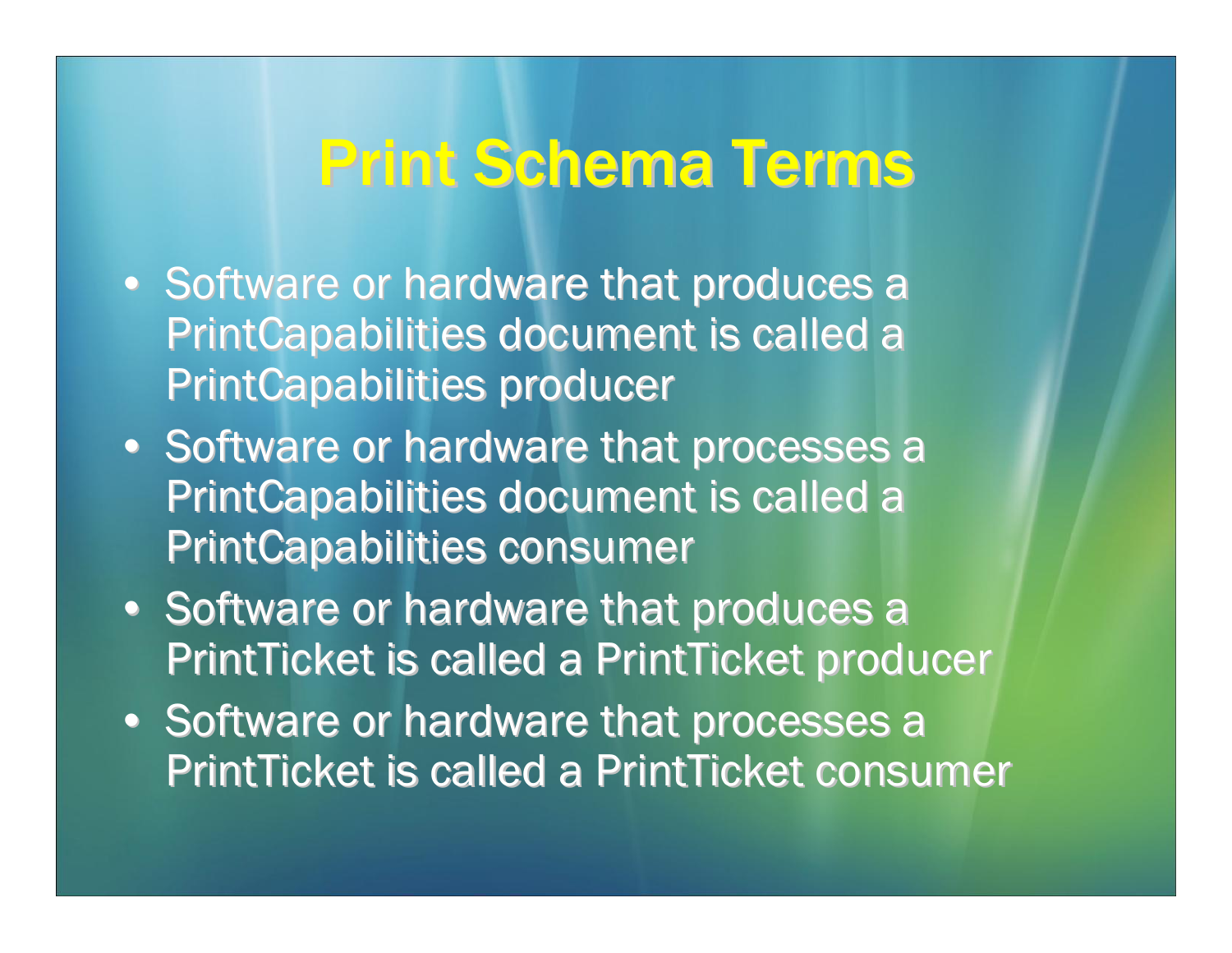# Print Schema Terms

- Software or hardware that produces a PrintCapabilities document is called a PrintCapabilities producer
- Software or hardware that processes a PrintCapabilities document is called a PrintCapabilities consumer
- Software or hardware that produces a PrintTicket is called a PrintTicket producer
- Software or hardware that processes a PrintTicket is called a PrintTicket consumer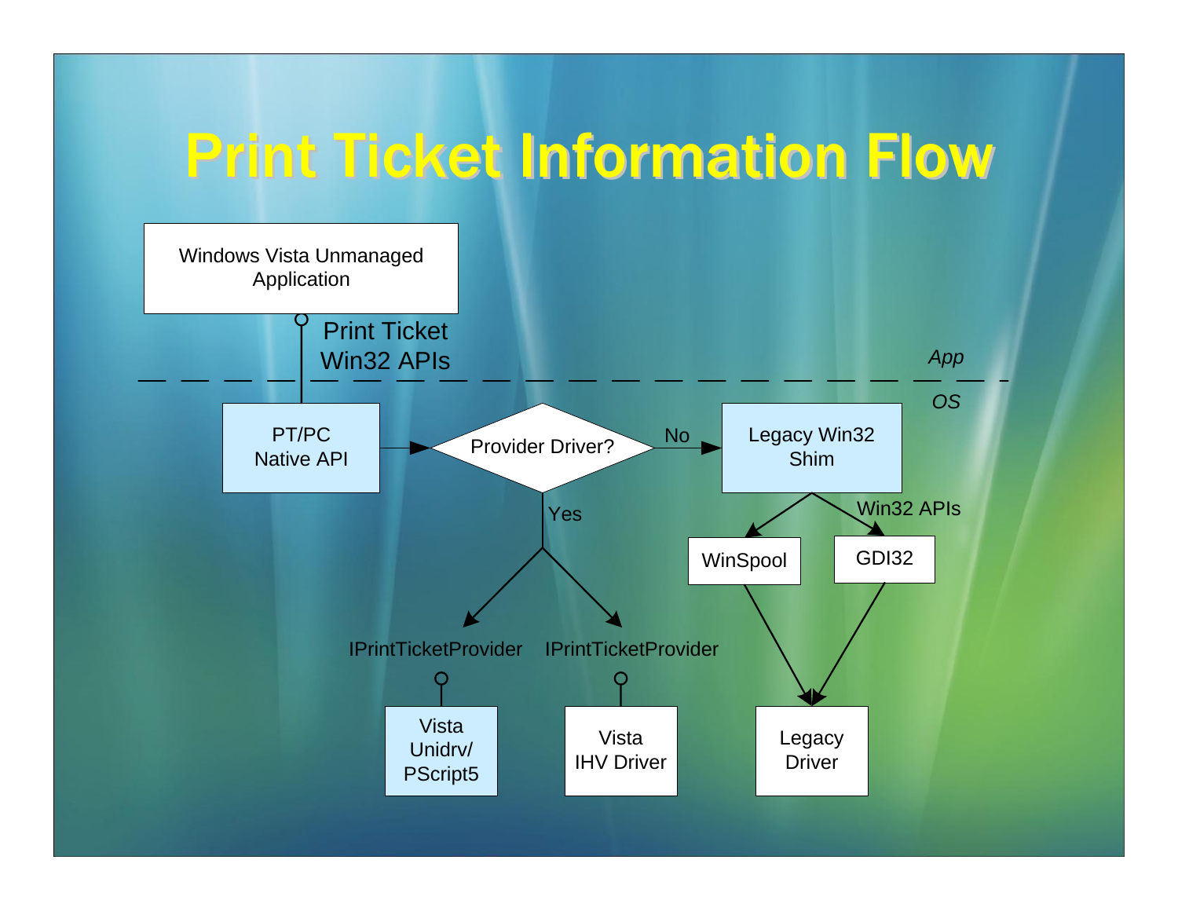# Print Ticket Information Flow

Windows Vista Unmanaged Application

Print Ticket Win32 APIs

*App*

*OS*

PT/PC Native API

Provider Driver?

No

Legacy Win32 Shim

Win32 APIs

WinSpool

GDI32

Yes

IPrintTicketProvider

IPrintTicketProvider

Vista Unidrv/ PScript5

Vista IHV Driver

Legacy Driver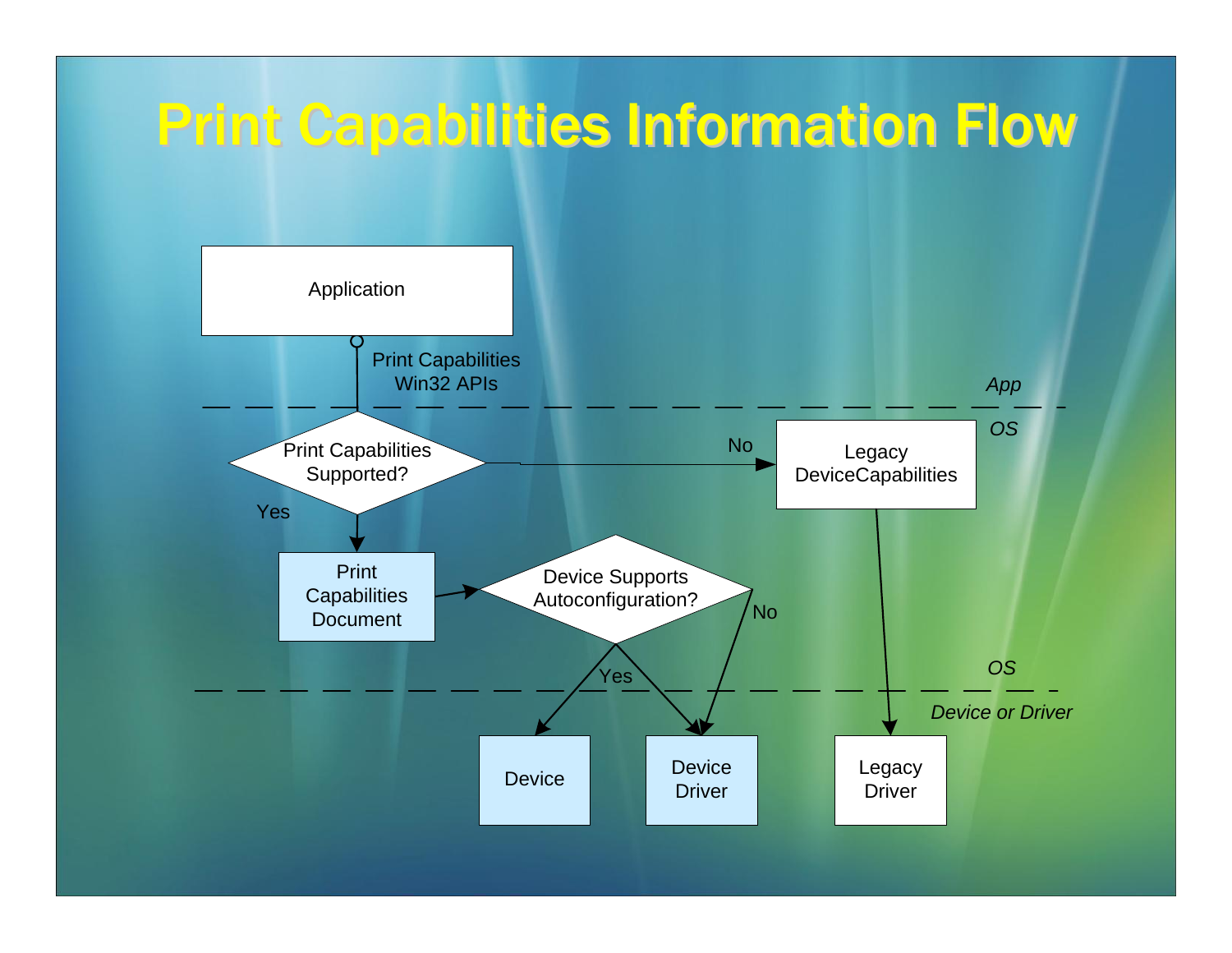# Print Capabilities Information Flow

Application

Print Capabilities Win32 APIs

*App*

*OS*

Print Capabilities Supported?

No

Legacy DeviceCapabilities

Yes

Print Capabilities Document

Device Supports Autoconfiguration?

No

Yes

*OS*

*Device or Driver*

Device

Device Driver

Legacy Driver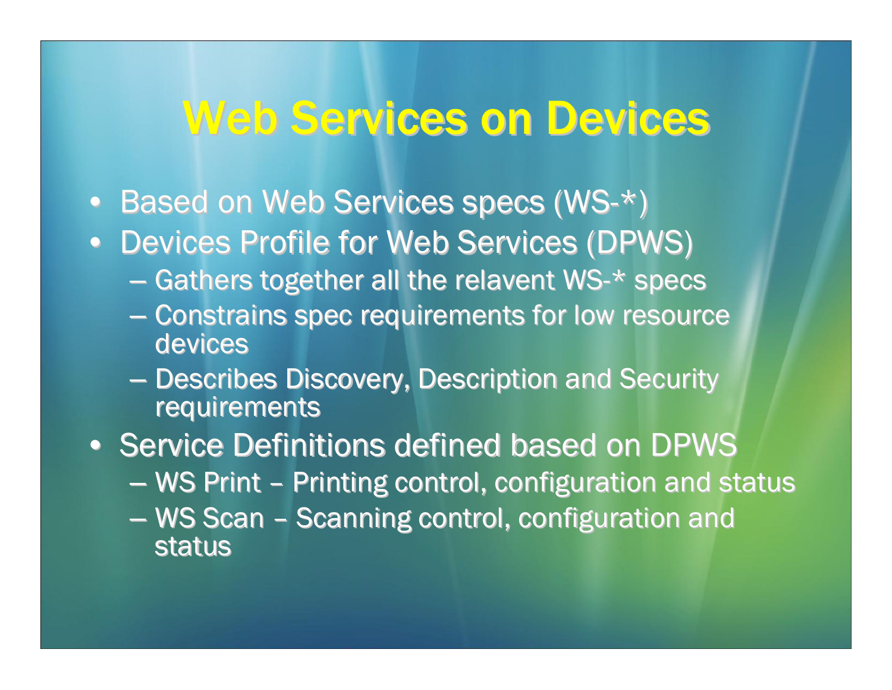# Web Services on Devices

- Based on Web Services specs (WS-*)
- Devices Profile for Web Services (DPWS)
  - Gathers together all the relavent WS-* specs
  - Constrains spec requirements for low resource devices
  - Describes Discovery, Description and Security requirements
- Service Definitions defined based on DPWS
  - WS Print – Printing control, configuration and status
  - WS Scan – Scanning control, configuration and status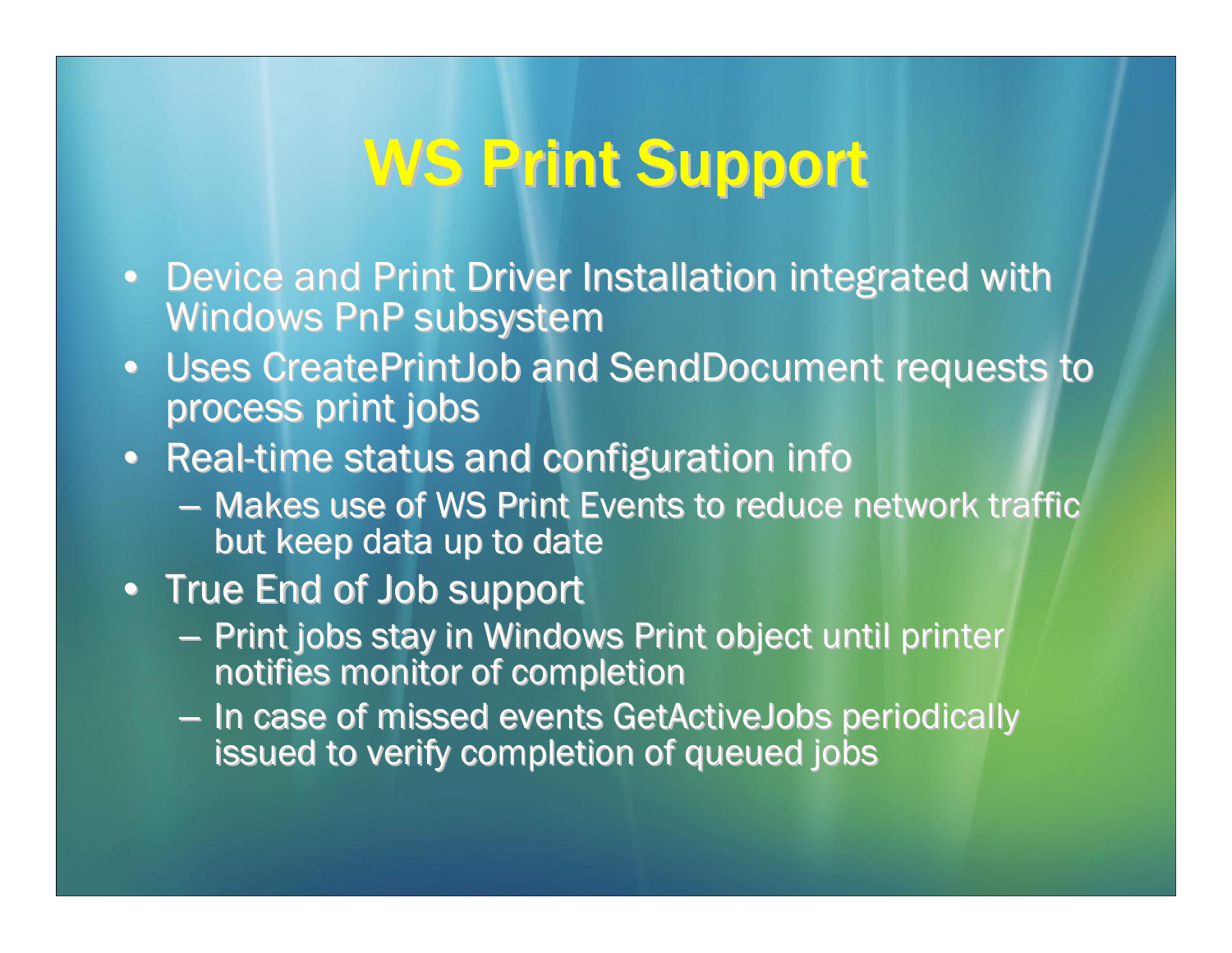# WS Print Support

- Device and Print Driver Installation integrated with Windows PnP subsystem
- Uses CreatePrintJob and SendDocument requests to process print jobs
- Real-time status and configuration info
  - Makes use of WS Print Events to reduce network traffic but keep data up to date
- True End of Job support
  - Print jobs stay in Windows Print object until printer notifies monitor of completion
  - In case of missed events GetActiveJobs periodically issued to verify completion of queued jobs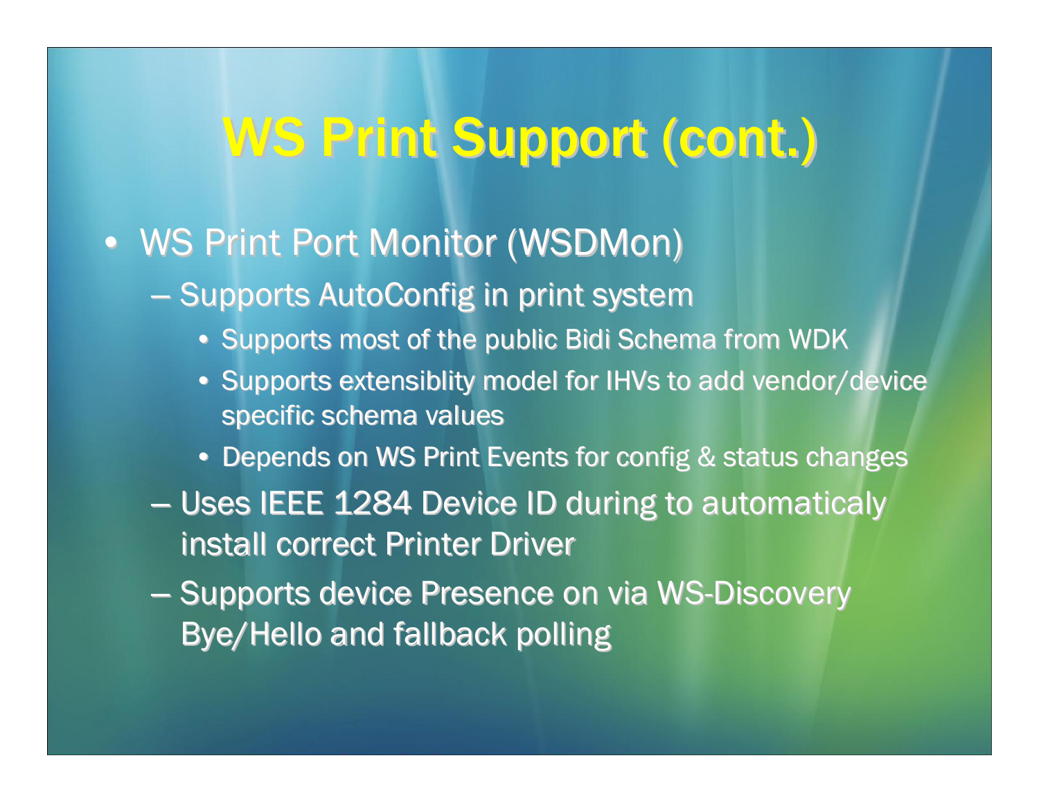# WS Print Support (cont.)

- WS Print Port Monitor (WSDMon)
  - Supports AutoConfig in print system
    - Supports most of the public Bidi Schema from WDK
    - Supports extensiblity model for IHVs to add vendor/device specific schema values
    - Depends on WS Print Events for config & status changes
  - Uses IEEE 1284 Device ID during to automaticaly install correct Printer Driver
  - Supports device Presence on via WS-Discovery Bye/Hello and fallback polling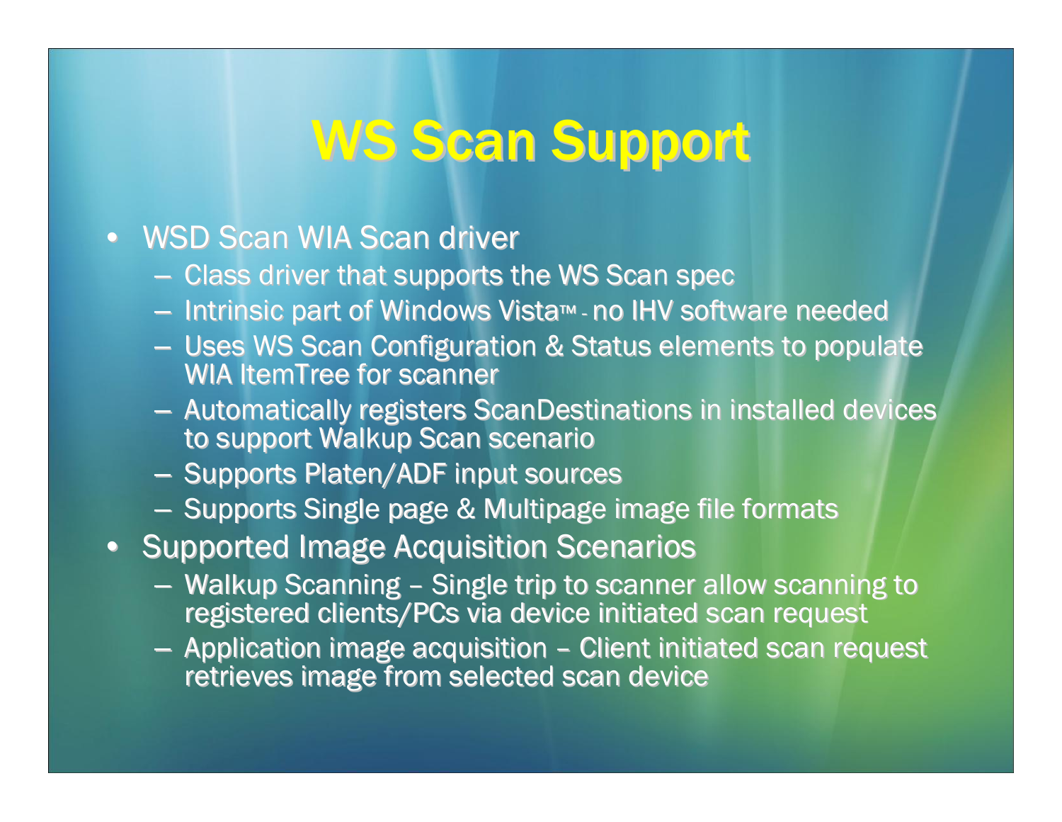# WS Scan Support

- WSD Scan WIA Scan driver
  - Class driver that supports the WS Scan spec
  - Intrinsic part of Windows Vista™ - no IHV software needed
  - Uses WS Scan Configuration & Status elements to populate WIA ItemTree for scanner
  - Automatically registers ScanDestinations in installed devices to support Walkup Scan scenario
  - Supports Platen/ADF input sources
  - Supports Single page & Multipage image file formats
- Supported Image Acquisition Scenarios
  - Walkup Scanning – Single trip to scanner allow scanning to registered clients/PCs via device initiated scan request
  - Application image acquisition – Client initiated scan request retrieves image from selected scan device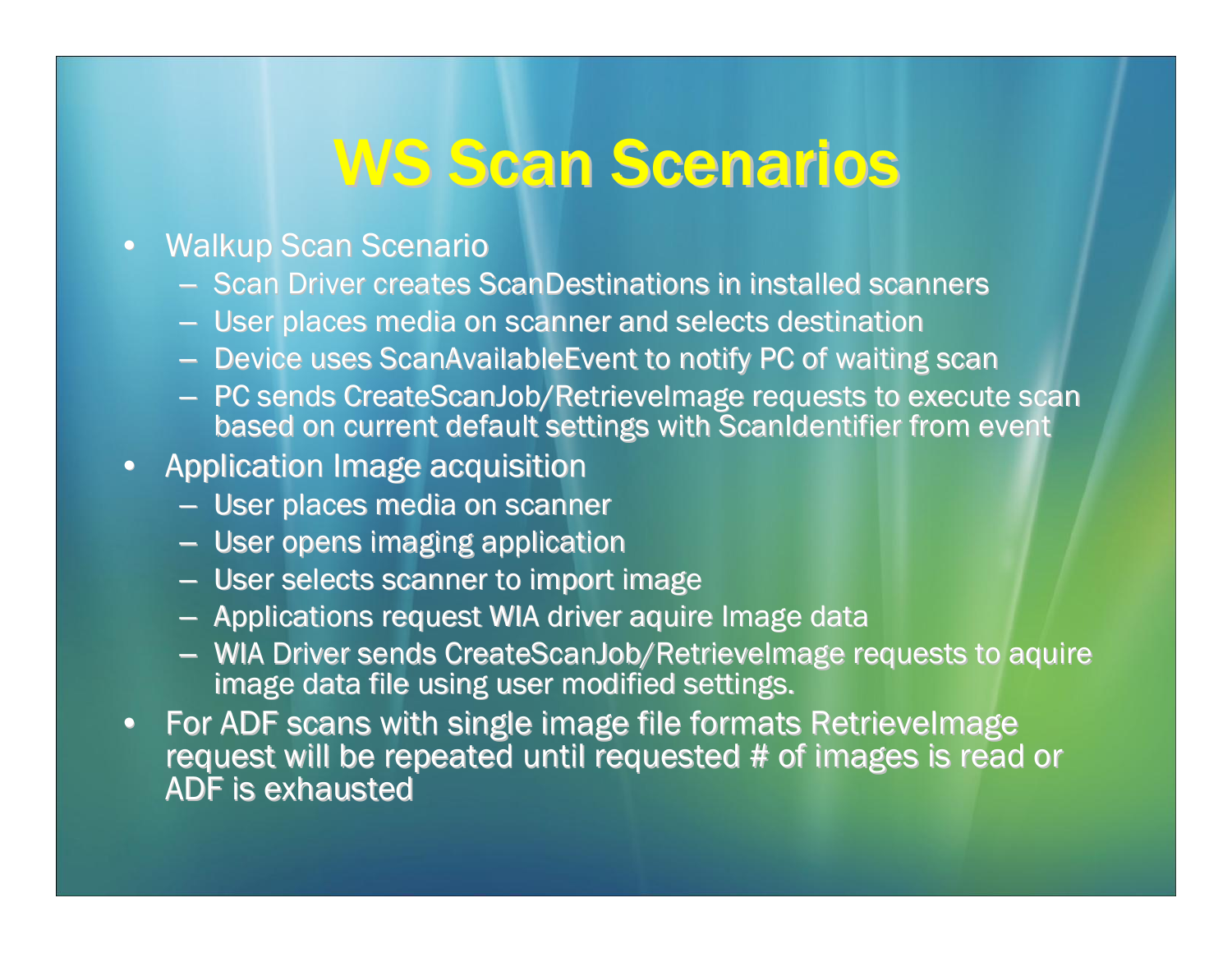# WS Scan Scenarios

- Walkup Scan Scenario
  - Scan Driver creates ScanDestinations in installed scanners
  - User places media on scanner and selects destination
  - Device uses ScanAvailableEvent to notify PC of waiting scan
  - PC sends CreateScanJob/RetrieveImage requests to execute scan based on current default settings with ScanIdentifier from event
- Application Image acquisition
  - User places media on scanner
  - User opens imaging application
  - User selects scanner to import image
  - Applications request WIA driver aquire Image data
  - WIA Driver sends CreateScanJob/RetrieveImage requests to aquire image data file using user modified settings.
- For ADF scans with single image file formats RetrieveImage request will be repeated until requested # of images is read or ADF is exhausted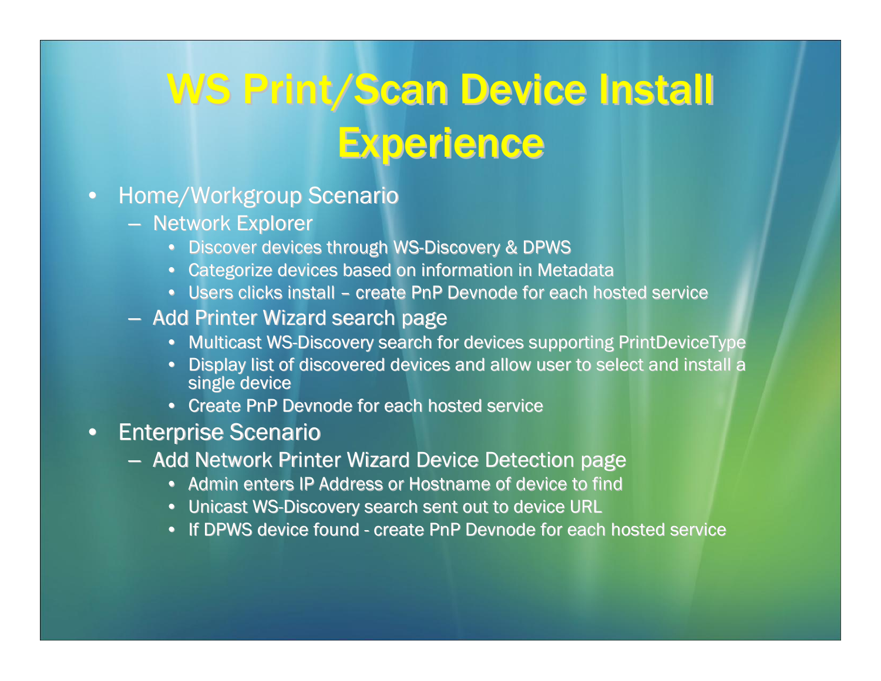# WS Print/Scan Device Install Experience

- Home/Workgroup Scenario
  - Network Explorer
    - Discover devices through WS-Discovery & DPWS
    - Categorize devices based on information in Metadata
    - Users clicks install – create PnP Devnode for each hosted service
  - Add Printer Wizard search page
    - Multicast WS-Discovery search for devices supporting PrintDeviceType
    - Display list of discovered devices and allow user to select and install a single device
    - Create PnP Devnode for each hosted service
- Enterprise Scenario
  - Add Network Printer Wizard Device Detection page
    - Admin enters IP Address or Hostname of device to find
    - Unicast WS-Discovery search sent out to device URL
    - If DPWS device found - create PnP Devnode for each hosted service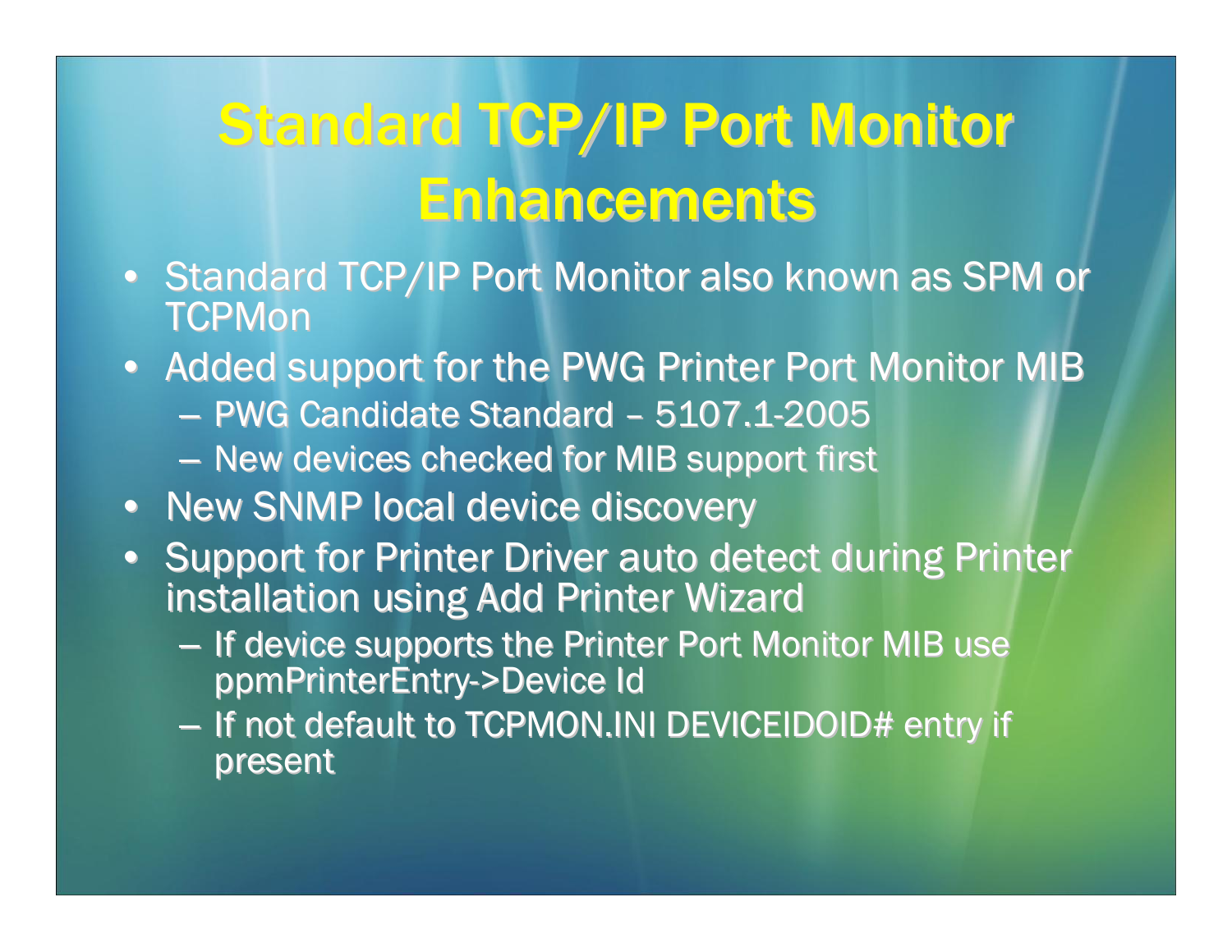# Standard TCP/IP Port Monitor Enhancements

- Standard TCP/IP Port Monitor also known as SPM or TCPMon
- Added support for the PWG Printer Port Monitor MIB
  - PWG Candidate Standard – 5107.1-2005
  - New devices checked for MIB support first
- New SNMP local device discovery
- Support for Printer Driver auto detect during Printer installation using Add Printer Wizard
  - If device supports the Printer Port Monitor MIB use ppmPrinterEntry->Device Id
  - If not default to TCPMON.INI DEVICEIDOID# entry if present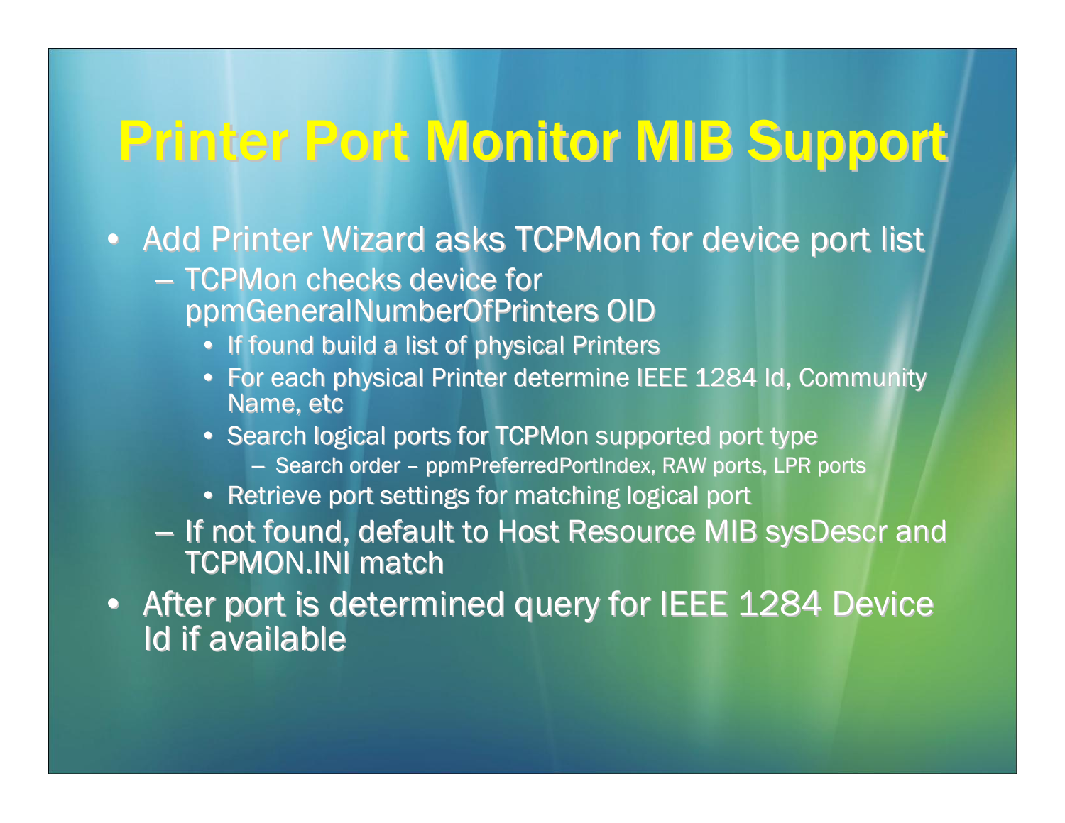# Printer Port Monitor MIB Support

- Add Printer Wizard asks TCPMon for device port list
  - TCPMon checks device for ppmGeneralNumberOfPrinters OID
    - If found build a list of physical Printers
    - For each physical Printer determine IEEE 1284 Id, Community Name, etc
    - Search logical ports for TCPMon supported port type
      - Search order – ppmPreferredPortIndex, RAW ports, LPR ports
    - Retrieve port settings for matching logical port
  - If not found, default to Host Resource MIB sysDescr and TCPMON.INI match
- After port is determined query for IEEE 1284 Device Id if available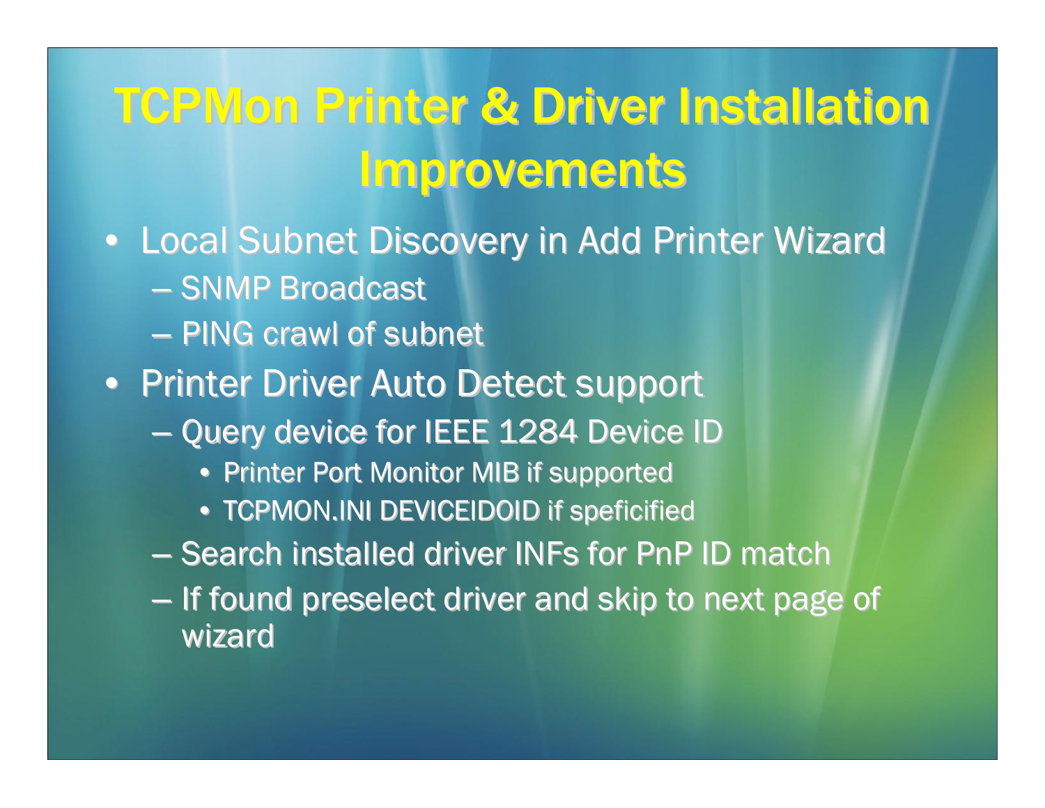# TCPMon Printer & Driver Installation Improvements

- Local Subnet Discovery in Add Printer Wizard
  - SNMP Broadcast
  - PING crawl of subnet
- Printer Driver Auto Detect support
  - Query device for IEEE 1284 Device ID
    - Printer Port Monitor MIB if supported
    - TCPMON.INI DEVICEIDOID if speficified
  - Search installed driver INFs for PnP ID match
  - If found preselect driver and skip to next page of wizard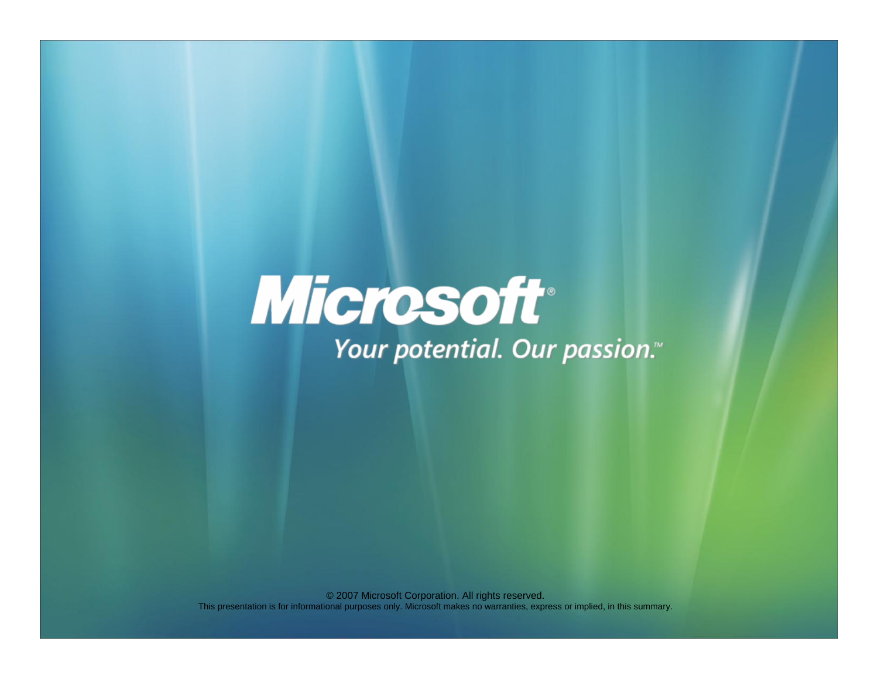Microsoft®

*Your potential. Our passion.*™

© 2007 Microsoft Corporation. All rights reserved.
This presentation is for informational purposes only. Microsoft makes no warranties, express or implied, in this summary.